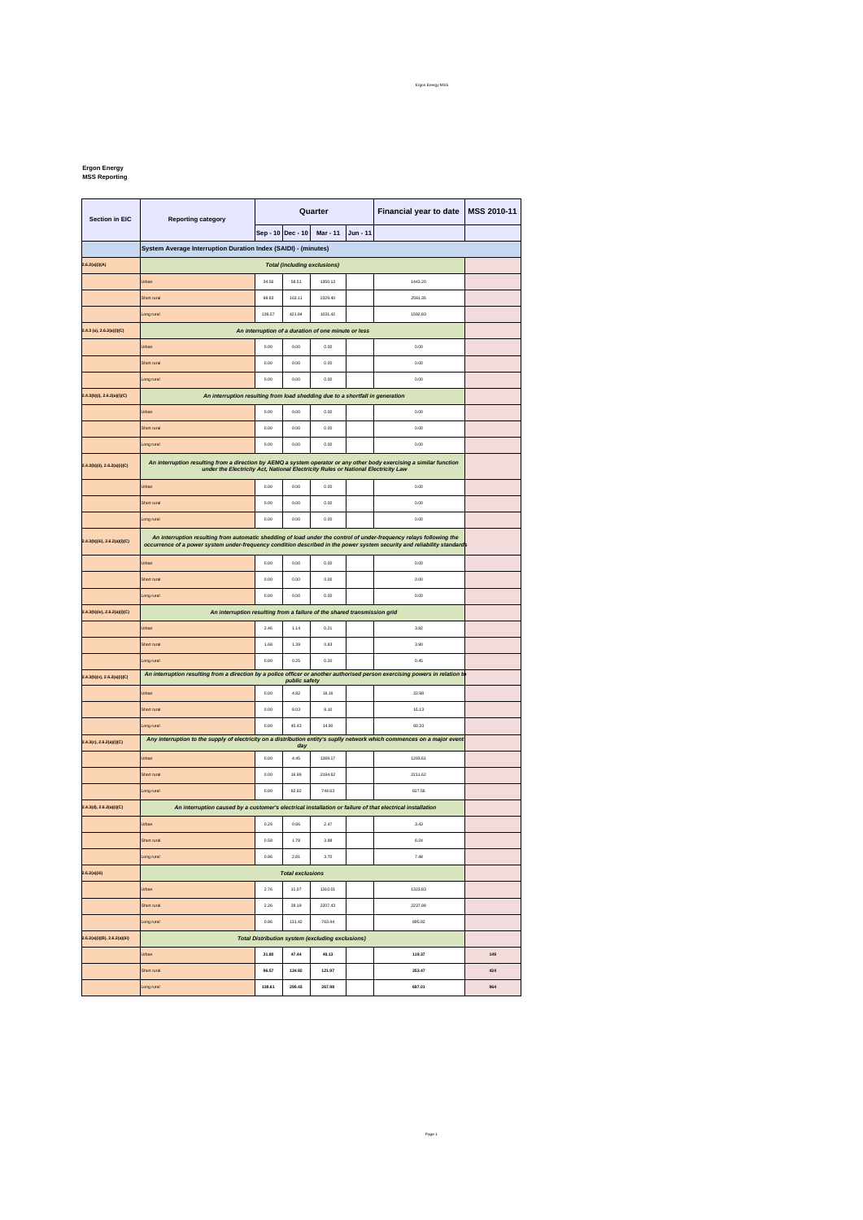**Ergon Energy**
**MSS Reporting**

| Section in EIC | Reporting category | Quarter | | | | Financial year to date | MSS 2010-11 |
|---|---|---|---|---|---|---|---|
| | | Sep - 10 | Dec - 10 | Mar - 11 | Jun - 11 | | |
| | **System Average Interruption Duration Index (SAIDI) - (minutes)** | | | | | | |
| 2.6.2(a)(i)(A) | ***Total (including exclusions)*** | | | | | | |
| | Urban | 34.56 | 58.51 | 1350.13 | | 1443.20 | |
| | Short rural | 98.83 | 163.11 | 2329.40 | | 2591.35 | |
| | Long rural | 139.57 | 421.84 | 1031.42 | | 1592.83 | |
| 2.4.3 (a), 2.6.2(a)(i)(C) | ***An interruption of a duration of one minute or less*** | | | | | | |
| | Urban | 0.00 | 0.00 | 0.00 | | 0.00 | |
| | Short rural | 0.00 | 0.00 | 0.00 | | 0.00 | |
| | Long rural | 0.00 | 0.00 | 0.00 | | 0.00 | |
| 2.4.3(b)(i), 2.6.2(a)(i)(C) | ***An interruption resulting from load shedding due to a shortfall in generation*** | | | | | | |
| | Urban | 0.00 | 0.00 | 0.00 | | 0.00 | |
| | Short rural | 0.00 | 0.00 | 0.00 | | 0.00 | |
| | Long rural | 0.00 | 0.00 | 0.00 | | 0.00 | |
| 2.4.3(b)(ii), 2.6.2(a)(i)(C) | ***An interruption resulting from a direction by AEMO a system operator or any other body exercising a similar function under the Electricity Act, National Electricity Rules or National Electricity Law*** | | | | | | |
| | Urban | 0.00 | 0.00 | 0.00 | | 0.00 | |
| | Short rural | 0.00 | 0.00 | 0.00 | | 0.00 | |
| | Long rural | 0.00 | 0.00 | 0.00 | | 0.00 | |
| 2.4.3(b)(iii), 2.6.2(a)(i)(C) | ***An interruption resulting from automatic shedding of load under the control of under-frequency relays following the occurrence of a power system under-frequency condition described in the power system security and reliability standards*** | | | | | | |
| | Urban | 0.00 | 0.00 | 0.00 | | 0.00 | |
| | Short rural | 0.00 | 0.00 | 0.00 | | 0.00 | |
| | Long rural | 0.00 | 0.00 | 0.00 | | 0.00 | |
| 2.4.3(b)(iv), 2.6.2(a)(i)(C) | ***An interruption resulting from a failure of the shared transmission grid*** | | | | | | |
| | Urban | 2.46 | 1.14 | 0.21 | | 3.82 | |
| | Short rural | 1.68 | 1.39 | 0.83 | | 3.90 | |
| | Long rural | 0.00 | 0.25 | 0.20 | | 0.45 | |
| 2.4.3(b)(v), 2.6.2(a)(i)(C) | ***An interruption resulting from a direction by a police officer or another authorised person exercising powers in relation to public safety*** | | | | | | |
| | Urban | 0.00 | 4.82 | 18.16 | | 22.98 | |
| | Short rural | 0.00 | 8.03 | 8.10 | | 16.13 | |
| | Long rural | 0.00 | 45.43 | 14.90 | | 60.33 | |
| 2.4.3(c), 2.6.2(a)(i)(C) | ***Any interruption to the supply of electricity on a distribution entity's supply network which commences on a major event day*** | | | | | | |
| | Urban | 0.00 | 4.45 | 1289.17 | | 1293.61 | |
| | Short rural | 0.00 | 16.99 | 2194.62 | | 2211.62 | |
| | Long rural | 0.00 | 82.92 | 744.63 | | 827.56 | |
| 2.4.3(d), 2.6.2(a)(i)(C) | ***An interruption caused by a customer's electrical installation or failure of that electrical installation*** | | | | | | |
| | Urban | 0.29 | 0.66 | 2.47 | | 3.43 | |
| | Short rural | 0.58 | 1.78 | 3.88 | | 6.24 | |
| | Long rural | 0.96 | 2.81 | 3.70 | | 7.48 | |
| 2.6.2(a)(iii) | ***Total exclusions*** | | | | | | |
| | Urban | 2.76 | 11.07 | 1310.01 | | 1323.83 | |
| | Short rural | 2.26 | 28.19 | 2207.43 | | 2237.88 | |
| | Long rural | 0.96 | 131.42 | 763.44 | | 895.82 | |
| 2.6.2(a)(i)(B), 2.6.2(a)(iii) | ***Total Distribution system (excluding exclusions)*** | | | | | | |
| | Urban | **31.80** | **47.44** | **40.13** | | **119.37** | **149** |
| | Short rural | **96.57** | **134.92** | **121.97** | | **353.47** | **424** |
| | Long rural | **138.61** | **290.43** | **267.98** | | **697.01** | **964** |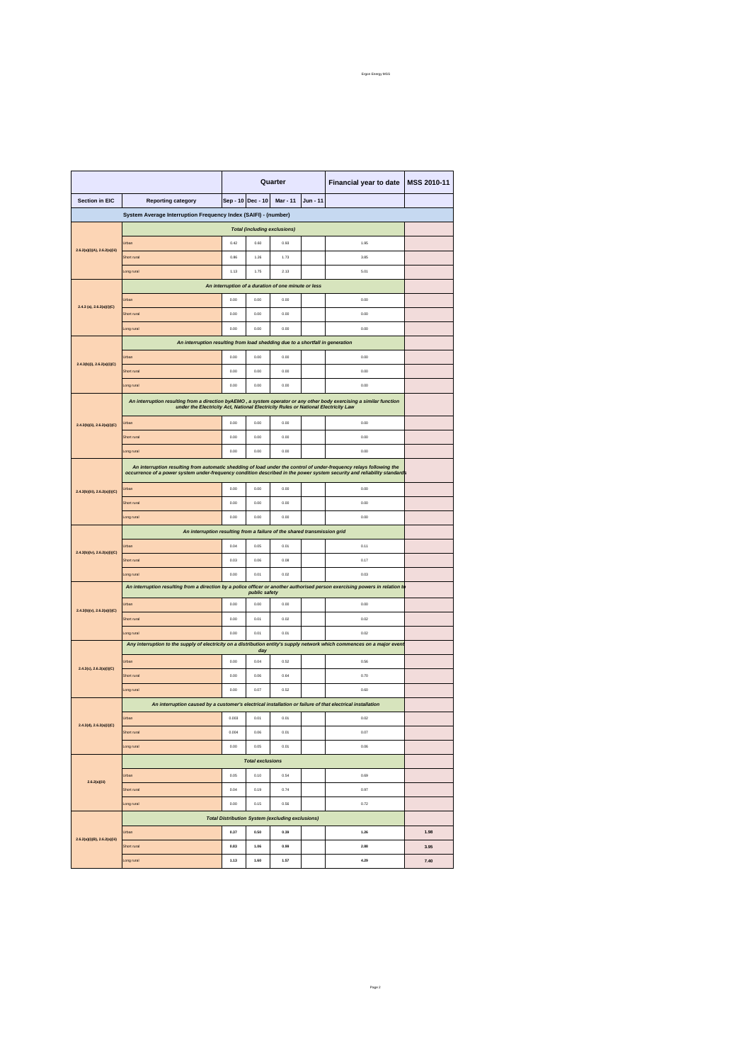| Section in EIC | Reporting category | Quarter | | | | Financial year to date | MSS 2010-11 |
|---|---|---|---|---|---|---|---|
| | | Sep - 10 | Dec - 10 | Mar - 11 | Jun - 11 | | |
| **System Average Interruption Frequency Index (SAIFI) - (number)** | | | | | | | |
| | ***Total (including exclusions)*** | | | | | | |
| 2.6.2(a)(i)(A), 2.6.2(a)(iii) | Urban | 0.42 | 0.60 | 0.93 | | 1.95 | |
| | Short rural | 0.86 | 1.26 | 1.73 | | 3.85 | |
| | Long rural | 1.13 | 1.75 | 2.13 | | 5.01 | |
| | ***An interruption of a duration of one minute or less*** | | | | | | |
| 2.4.3 (a), 2.6.2(a)(i)(C) | Urban | 0.00 | 0.00 | 0.00 | | 0.00 | |
| | Short rural | 0.00 | 0.00 | 0.00 | | 0.00 | |
| | Long rural | 0.00 | 0.00 | 0.00 | | 0.00 | |
| | ***An interruption resulting from load shedding due to a shortfall in generation*** | | | | | | |
| 2.4.3(b)(i), 2.6.2(a)(i)(C) | Urban | 0.00 | 0.00 | 0.00 | | 0.00 | |
| | Short rural | 0.00 | 0.00 | 0.00 | | 0.00 | |
| | Long rural | 0.00 | 0.00 | 0.00 | | 0.00 | |
| | ***An interruption resulting from a direction byAEMO , a system operator or any other body exercising a similar function under the Electricity Act, National Electricity Rules or National Electricity Law*** | | | | | | |
| 2.4.3(b)(ii), 2.6.2(a)(i)(C) | Urban | 0.00 | 0.00 | 0.00 | | 0.00 | |
| | Short rural | 0.00 | 0.00 | 0.00 | | 0.00 | |
| | Long rural | 0.00 | 0.00 | 0.00 | | 0.00 | |
| | ***An interruption resulting from automatic shedding of load under the control of under-frequency relays following the occurrence of a power system under-frequency condition described in the power system security and reliability standards*** | | | | | | |
| 2.4.3(b)(iii), 2.6.2(a)(i)(C) | Urban | 0.00 | 0.00 | 0.00 | | 0.00 | |
| | Short rural | 0.00 | 0.00 | 0.00 | | 0.00 | |
| | Long rural | 0.00 | 0.00 | 0.00 | | 0.00 | |
| | ***An interruption resulting from a failure of the shared transmission grid*** | | | | | | |
| 2.4.3(b)(iv), 2.6.2(a)(i)(C) | Urban | 0.04 | 0.05 | 0.01 | | 0.11 | |
| | Short rural | 0.03 | 0.06 | 0.08 | | 0.17 | |
| | Long rural | 0.00 | 0.01 | 0.02 | | 0.03 | |
| | ***An interruption resulting from a direction by a police officer or another authorised person exercising powers in relation to public safety*** | | | | | | |
| 2.4.3(b)(v), 2.6.2(a)(i)(C) | Urban | 0.00 | 0.00 | 0.00 | | 0.00 | |
| | Short rural | 0.00 | 0.01 | 0.02 | | 0.02 | |
| | Long rural | 0.00 | 0.01 | 0.01 | | 0.02 | |
| | ***Any interruption to the supply of electricity on a distribution entity's supply network which commences on a major event day*** | | | | | | |
| 2.4.3(c), 2.6.2(a)(i)(C) | Urban | 0.00 | 0.04 | 0.52 | | 0.56 | |
| | Short rural | 0.00 | 0.06 | 0.64 | | 0.70 | |
| | Long rural | 0.00 | 0.07 | 0.52 | | 0.60 | |
| | ***An interruption caused by a customer's electrical installation or failure of that electrical installation*** | | | | | | |
| 2.4.3(d), 2.6.2(a)(i)(C) | Urban | 0.003 | 0.01 | 0.01 | | 0.02 | |
| | Short rural | 0.004 | 0.06 | 0.01 | | 0.07 | |
| | Long rural | 0.00 | 0.05 | 0.01 | | 0.06 | |
| | ***Total exclusions*** | | | | | | |
| 2.6.2(a)(ii) | Urban | 0.05 | 0.10 | 0.54 | | 0.69 | |
| | Short rural | 0.04 | 0.19 | 0.74 | | 0.97 | |
| | Long rural | 0.00 | 0.15 | 0.56 | | 0.72 | |
| | ***Total Distribution System (excluding exclusions)*** | | | | | | |
| 2.6.2(a)(i)(B), 2.6.2(a)(iii) | Urban | **0.37** | **0.50** | **0.39** | | **1.26** | **1.98** |
| | Short rural | **0.83** | **1.06** | **0.99** | | **2.88** | **3.95** |
| | Long rural | **1.13** | **1.60** | **1.57** | | **4.29** | **7.40** |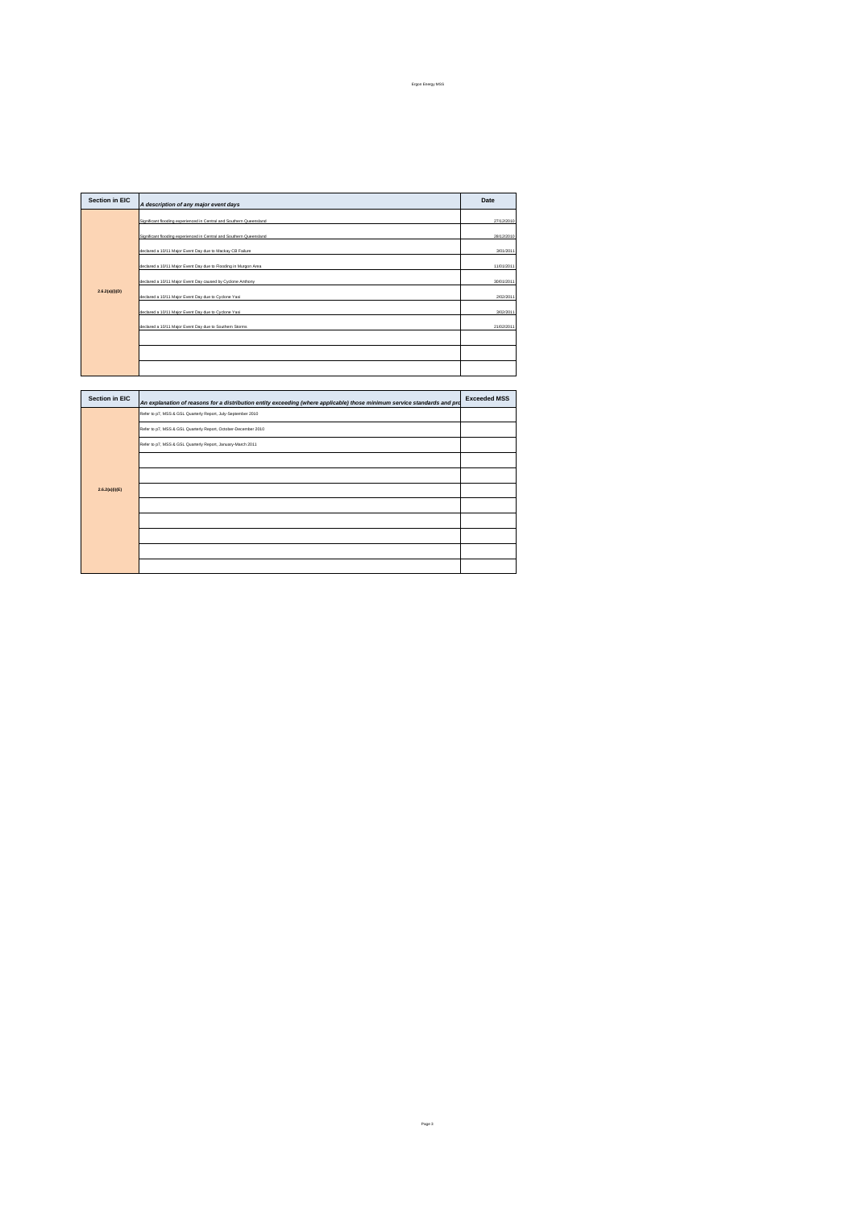| Section in EIC | A description of any major event days | Date |
|---|---|---|
| 2.6.2(a)(i)(D) | Significant flooding experienced in Central and Southern Queensland | 27/12/2010 |
| | Significant flooding experienced in Central and Southern Queensland | 28/12/2010 |
| | declared a 10/11 Major Event Day due to Mackay CB Failure | 3/01/2011 |
| | declared a 10/11 Major Event Day due to Flooding in Murgon Area | 11/01/2011 |
| | declared a 10/11 Major Event Day caused by Cyclone Anthony | 30/01/2011 |
| | declared a 10/11 Major Event Day due to Cyclone Yasi | 2/02/2011 |
| | declared a 10/11 Major Event Day due to Cyclone Yasi | 3/02/2011 |
| | declared a 10/11 Major Event Day due to Southern Storms | 21/02/2011 |
| | | |
| | | |
| | | |

| Section in EIC | An explanation of reasons for a distribution entity exceeding (where applicable) those minimum service standards and pro | Exceeded MSS |
|---|---|---|
| 2.6.2(a)(i)(E) | Refer to p7, MSS & GSL Quarterly Report, July-September 2010 | |
| | Refer to p7, MSS & GSL Quarterly Report, October-December 2010 | |
| | Refer to p7, MSS & GSL Quarterly Report, January-March 2011 | |
| | | |
| | | |
| | | |
| | | |
| | | |
| | | |
| | | |
| | | |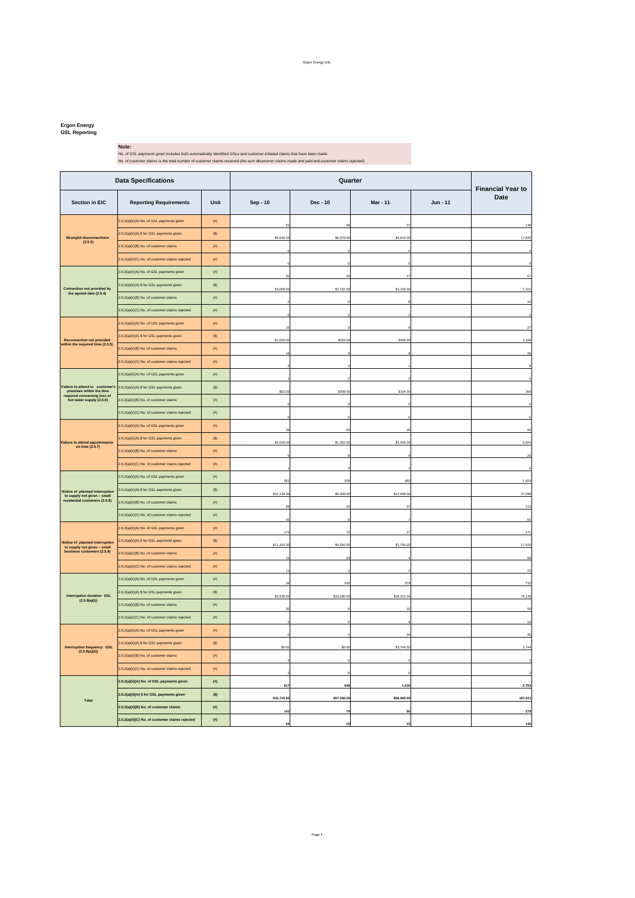**Ergon Energy**
**GSL Reporting**

**Note:**
*No. of GSL payments given* includes both automatically identified GSLs and customer-initiated claims that have been made.
*No. of customer claims* is the total number of customer claims received (the sum of *customer claims made and paid* and *customer claims rejected*)

| Data Specifications | | | Quarter | | | | Financial Year to Date |
|---|---|---|---|---|---|---|---|
| Section in EIC | Reporting Requirements | Unit | Sep - 10 | Dec - 10 | Mar - 11 | Jun - 11 | |
| Wrongful disconnections (2.5.3) | 2.6.2(a)(ii)(A) No. of GSL payments given | (#) | 52 | 49 | 37 | | 138 |
| | 2.6.2(a)(ii)(A) $ for GSL payments given | ($) | $6,640.00 | $6,370.00 | $4,810.00 | | 17,820 |
| | 2.6.2(a)(ii)(B) No. of customer claims | (#) | 0 | 0 | 0 | | 0 |
| | 2.6.2(a)(ii)(C) No. of customer claims rejected | (#) | 0 | 0 | 0 | | 0 |
| Connection not provided by the agreed date (2.5.4) | 2.6.2(a)(ii)(A) No. of GSL payments given | (#) | 20 | 20 | 17 | | 57 |
| | 2.6.2(a)(ii)(A) $ for GSL payments given | ($) | $3,006.00 | $2,132.00 | $2,184.00 | | 7,322 |
| | 2.6.2(a)(ii)(B) No. of customer claims | (#) | 2 | 0 | 8 | | 10 |
| | 2.6.2(a)(ii)(C) No. of customer claims rejected | (#) | 0 | 0 | 2 | | 2 |
| Reconnection not provided within the required time (2.5.5) | 2.6.2(a)(ii)(A) No. of GSL payments given | (#) | 16 | 3 | 8 | | 27 |
| | 2.6.2(a)(ii)(A) $ for GSL payments given | ($) | $1,016.00 | $156.00 | $936.00 | | 2,108 |
| | 2.6.2(a)(ii)(B) No. of customer claims | (#) | 14 | 4 | 8 | | 26 |
| | 2.6.2(a)(ii)(C) No. of customer claims rejected | (#) | 5 | 2 | 1 | | 8 |
| Failure to attend to *customer's* premises within the time required concerning loss of hot water supply (2.5.6) | 2.6.2(a)(ii)(A) No. of GSL payments given | (#) | 1 | 2 | 2 | | 5 |
| | 2.6.2(a)(ii)(A) $ for GSL payments given | ($) | $52.00 | $208.00 | $104.00 | | 364 |
| | 2.6.2(a)(ii)(B) No. of customer claims | (#) | 0 | 0 | 0 | | 0 |
| | 2.6.2(a)(ii)(C) No. of customer claims rejected | (#) | 0 | 0 | 0 | | 0 |
| Failure to attend appointments on time (2.5.7) | 2.6.2(a)(ii)(A) No. of GSL payments given | (#) | 39 | 26 | 28 | | 93 |
| | 2.6.2(a)(ii)(A) $ for GSL payments given | ($) | $2,016.00 | $1,352.00 | $1,456.00 | | 4,824 |
| | 2.6.2(a)(ii)(B) No. of customer claims | (#) | 9 | 8 | 9 | | 26 |
| | 2.6.2(a)(ii)(C) No. of customer claims rejected | (#) | 1 | 3 | 2 | | 6 |
| Notice of *planned interruption* to supply not given – small residential customers (2.5.8) | 2.6.2(a)(ii)(A) No. of GSL payments given | (#) | 581 | 358 | 485 | | 1,424 |
| | 2.6.2(a)(ii)(A) $ for GSL payments given | ($) | $15,139.00 | $9,308.00 | $12,649.00 | | 37,096 |
| | 2.6.2(a)(ii)(B) No. of customer claims | (#) | 66 | 20 | 27 | | 113 |
| | 2.6.2(a)(ii)(C) No. of customer claims rejected | (#) | 42 | 6 | 7 | | 55 |
| Notice of *planned interruption* to supply not given – small business customers (2.5.8) | 2.6.2(a)(ii)(A) No. of GSL payments given | (#) | 174 | 70 | 27 | | 271 |
| | 2.6.2(a)(ii)(A) $ for GSL payments given | ($) | $11,310.00 | $4,550.00 | $1,755.00 | | 17,615 |
| | 2.6.2(a)(ii)(B) No. of customer claims | (#) | 13 | 33 | 4 | | 50 |
| | 2.6.2(a)(ii)(C) No. of customer claims rejected | (#) | 11 | 2 | 2 | | 15 |
| *Interruption duration* GSL (2.5.9(a)(i)) | 2.6.2(a)(ii)(A) No. of GSL payments given | (#) | 34 | 320 | 378 | | 732 |
| | 2.6.2(a)(ii)(A) $ for GSL payments given | ($) | $3,536.00 | $33,280.00 | $39,312.00 | | 76,128 |
| | 2.6.2(a)(ii)(B) No. of customer claims | (#) | 35 | 5 | 10 | | 50 |
| | 2.6.2(a)(ii)(C) No. of customer claims rejected | (#) | 2 | 5 | 9 | | 16 |
| *Interruption frequency* GSL (2.5.9(a)(ii)) | 2.6.2(a)(ii)(A) No. of GSL payments given | (#) | 0 | 0 | 36 | | 36 |
| | 2.6.2(a)(ii)(A) $ for GSL payments given | ($) | $0.00 | $0.00 | $3,744.00 | | 3,744 |
| | 2.6.2(a)(ii)(B) No. of customer claims | (#) | 3 | 0 | 0 | | 3 |
| | 2.6.2(a)(ii)(C) No. of customer claims rejected | (#) | 3 | 0 | 0 | | 3 |
| **Total** | **2.6.2(a)(ii)(A) No. of GSL payments given** | **(#)** | **917** | **848** | **1,018** | | **2,783** |
| | **2.6.2(a)(ii)(A) $ for GSL payments given** | **($)** | **$42,715.00** | **$57,356.00** | **$66,950.00** | | **167,021** |
| | **2.6.2(a)(ii)(B) No. of customer claims** | **(#)** | **142** | **70** | **66** | | **278** |
| | **2.6.2(a)(ii)(C) No. of customer claims rejected** | **(#)** | **64** | **18** | **23** | | **105** |